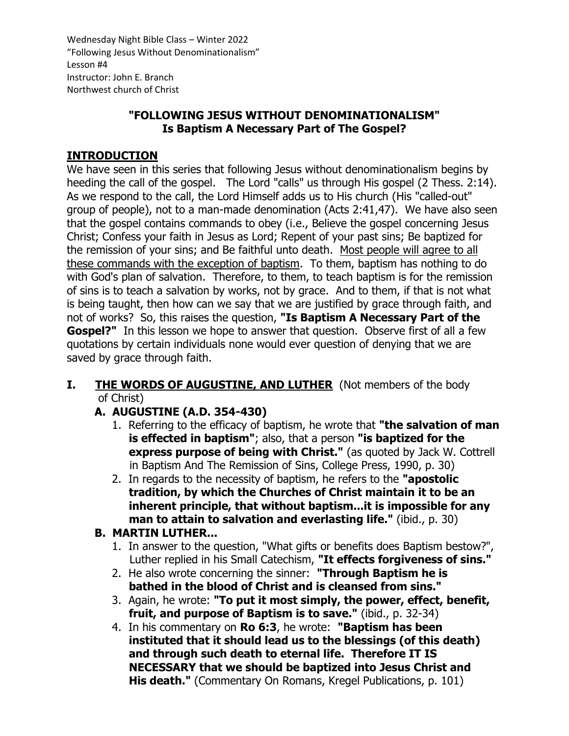Wednesday Night Bible Class – Winter 2022
"Following Jesus Without Denominationalism"
Lesson #4
Instructor: John E. Branch
Northwest church of Christ

# "FOLLOWING JESUS WITHOUT DENOMINATIONALISM"
## Is Baptism A Necessary Part of The Gospel?

## INTRODUCTION

We have seen in this series that following Jesus without denominationalism begins by heeding the call of the gospel. The Lord "calls" us through His gospel (2 Thess. 2:14). As we respond to the call, the Lord Himself adds us to His church (His "called-out" group of people), not to a man-made denomination (Acts 2:41,47). We have also seen that the gospel contains commands to obey (i.e., Believe the gospel concerning Jesus Christ; Confess your faith in Jesus as Lord; Repent of your past sins; Be baptized for the remission of your sins; and Be faithful unto death. <u>Most people will agree to all these commands with the exception of baptism</u>. To them, baptism has nothing to do with God's plan of salvation. Therefore, to them, to teach baptism is for the remission of sins is to teach a salvation by works, not by grace. And to them, if that is not what is being taught, then how can we say that we are justified by grace through faith, and not of works? So, this raises the question, **"Is Baptism A Necessary Part of the Gospel?"** In this lesson we hope to answer that question. Observe first of all a few quotations by certain individuals none would ever question of denying that we are saved by grace through faith.

## I. <u>THE WORDS OF AUGUSTINE, AND LUTHER</u> (Not members of the body of Christ)

### A. AUGUSTINE (A.D. 354-430)

1. Referring to the efficacy of baptism, he wrote that **"the salvation of man is effected in baptism"**; also, that a person **"is baptized for the express purpose of being with Christ."** (as quoted by Jack W. Cottrell in Baptism And The Remission of Sins, College Press, 1990, p. 30)
2. In regards to the necessity of baptism, he refers to the **"apostolic tradition, by which the Churches of Christ maintain it to be an inherent principle, that without baptism...it is impossible for any man to attain to salvation and everlasting life."** (ibid., p. 30)

### B. MARTIN LUTHER...

1. In answer to the question, "What gifts or benefits does Baptism bestow?", Luther replied in his Small Catechism, **"It effects forgiveness of sins."**
2. He also wrote concerning the sinner: **"Through Baptism he is bathed in the blood of Christ and is cleansed from sins."**
3. Again, he wrote: **"To put it most simply, the power, effect, benefit, fruit, and purpose of Baptism is to save."** (ibid., p. 32-34)
4. In his commentary on **Ro 6:3**, he wrote: **"Baptism has been instituted that it should lead us to the blessings (of this death) and through such death to eternal life. Therefore IT IS NECESSARY that we should be baptized into Jesus Christ and His death."** (Commentary On Romans, Kregel Publications, p. 101)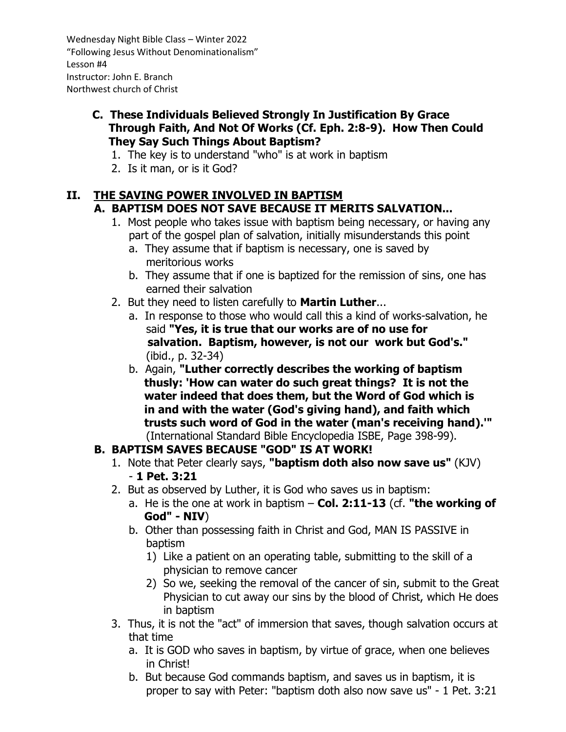### C. These Individuals Believed Strongly In Justification By Grace Through Faith, And Not Of Works (Cf. Eph. 2:8-9). How Then Could They Say Such Things About Baptism?

1. The key is to understand "who" is at work in baptism
2. Is it man, or is it God?

## II. THE SAVING POWER INVOLVED IN BAPTISM

### A. BAPTISM DOES NOT SAVE BECAUSE IT MERITS SALVATION...

1. Most people who takes issue with baptism being necessary, or having any part of the gospel plan of salvation, initially misunderstands this point
   a. They assume that if baptism is necessary, one is saved by meritorious works
   b. They assume that if one is baptized for the remission of sins, one has earned their salvation
2. But they need to listen carefully to **Martin Luther**...
   a. In response to those who would call this a kind of works-salvation, he said **"Yes, it is true that our works are of no use for salvation. Baptism, however, is not our work but God's."** (ibid., p. 32-34)
   b. Again, **"Luther correctly describes the working of baptism thusly: 'How can water do such great things? It is not the water indeed that does them, but the Word of God which is in and with the water (God's giving hand), and faith which trusts such word of God in the water (man's receiving hand).'"** (International Standard Bible Encyclopedia ISBE, Page 398-99).

### B. BAPTISM SAVES BECAUSE "GOD" IS AT WORK!

1. Note that Peter clearly says, **"baptism doth also now save us"** (KJV) - **1 Pet. 3:21**
2. But as observed by Luther, it is God who saves us in baptism:
   a. He is the one at work in baptism – **Col. 2:11-13** (cf. **"the working of God" - NIV**)
   b. Other than possessing faith in Christ and God, MAN IS PASSIVE in baptism
      1) Like a patient on an operating table, submitting to the skill of a physician to remove cancer
      2) So we, seeking the removal of the cancer of sin, submit to the Great Physician to cut away our sins by the blood of Christ, which He does in baptism
3. Thus, it is not the "act" of immersion that saves, though salvation occurs at that time
   a. It is GOD who saves in baptism, by virtue of grace, when one believes in Christ!
   b. But because God commands baptism, and saves us in baptism, it is proper to say with Peter: "baptism doth also now save us" - 1 Pet. 3:21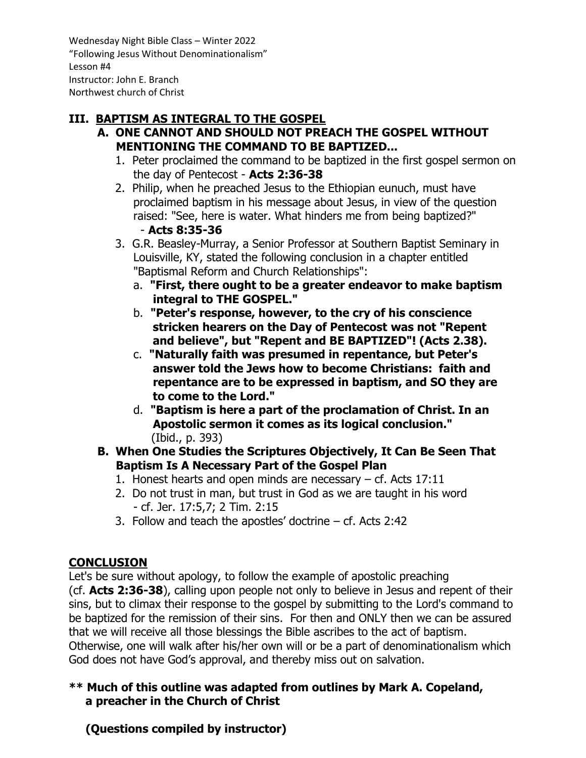Wednesday Night Bible Class – Winter 2022
"Following Jesus Without Denominationalism"
Lesson #4
Instructor: John E. Branch
Northwest church of Christ

## III. BAPTISM AS INTEGRAL TO THE GOSPEL

### A. ONE CANNOT AND SHOULD NOT PREACH THE GOSPEL WITHOUT MENTIONING THE COMMAND TO BE BAPTIZED...

1. Peter proclaimed the command to be baptized in the first gospel sermon on the day of Pentecost - **Acts 2:36-38**
2. Philip, when he preached Jesus to the Ethiopian eunuch, must have proclaimed baptism in his message about Jesus, in view of the question raised: "See, here is water. What hinders me from being baptized?" - **Acts 8:35-36**
3. G.R. Beasley-Murray, a Senior Professor at Southern Baptist Seminary in Louisville, KY, stated the following conclusion in a chapter entitled "Baptismal Reform and Church Relationships":
   a. **"First, there ought to be a greater endeavor to make baptism integral to THE GOSPEL."**
   b. **"Peter's response, however, to the cry of his conscience stricken hearers on the Day of Pentecost was not "Repent and believe", but "Repent and BE BAPTIZED"! (Acts 2.38).**
   c. **"Naturally faith was presumed in repentance, but Peter's answer told the Jews how to become Christians: faith and repentance are to be expressed in baptism, and SO they are to come to the Lord."**
   d. **"Baptism is here a part of the proclamation of Christ. In an Apostolic sermon it comes as its logical conclusion."** (Ibid., p. 393)

### B. When One Studies the Scriptures Objectively, It Can Be Seen That Baptism Is A Necessary Part of the Gospel Plan

1. Honest hearts and open minds are necessary – cf. Acts 17:11
2. Do not trust in man, but trust in God as we are taught in his word - cf. Jer. 17:5,7; 2 Tim. 2:15
3. Follow and teach the apostles' doctrine – cf. Acts 2:42

## CONCLUSION

Let's be sure without apology, to follow the example of apostolic preaching (cf. **Acts 2:36-38**), calling upon people not only to believe in Jesus and repent of their sins, but to climax their response to the gospel by submitting to the Lord's command to be baptized for the remission of their sins. For then and ONLY then we can be assured that we will receive all those blessings the Bible ascribes to the act of baptism. Otherwise, one will walk after his/her own will or be a part of denominationalism which God does not have God's approval, and thereby miss out on salvation.

**\*\* Much of this outline was adapted from outlines by Mark A. Copeland, a preacher in the Church of Christ**

**(Questions compiled by instructor)**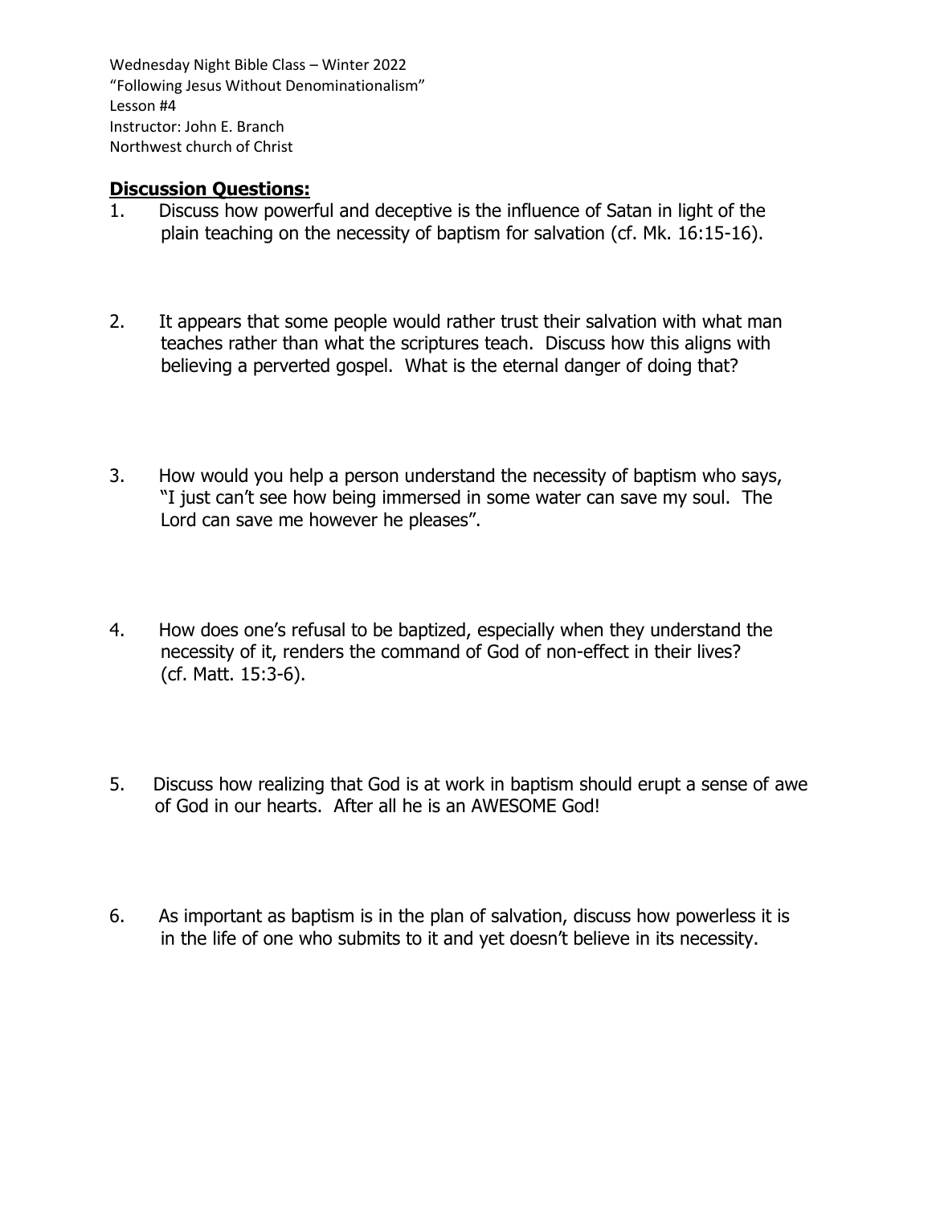Wednesday Night Bible Class – Winter 2022
"Following Jesus Without Denominationalism"
Lesson #4
Instructor: John E. Branch
Northwest church of Christ

**Discussion Questions:**

1. Discuss how powerful and deceptive is the influence of Satan in light of the plain teaching on the necessity of baptism for salvation (cf. Mk. 16:15-16).

2. It appears that some people would rather trust their salvation with what man teaches rather than what the scriptures teach. Discuss how this aligns with believing a perverted gospel. What is the eternal danger of doing that?

3. How would you help a person understand the necessity of baptism who says, "I just can't see how being immersed in some water can save my soul. The Lord can save me however he pleases".

4. How does one's refusal to be baptized, especially when they understand the necessity of it, renders the command of God of non-effect in their lives? (cf. Matt. 15:3-6).

5. Discuss how realizing that God is at work in baptism should erupt a sense of awe of God in our hearts. After all he is an AWESOME God!

6. As important as baptism is in the plan of salvation, discuss how powerless it is in the life of one who submits to it and yet doesn't believe in its necessity.